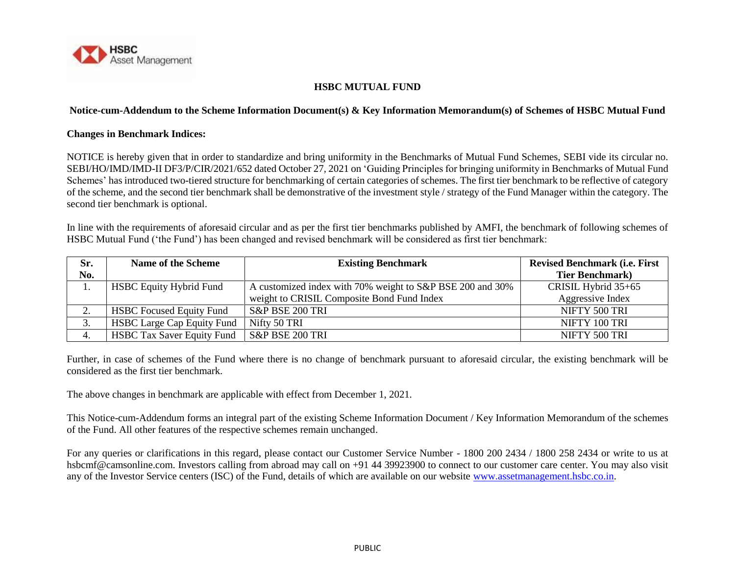# HSBC MUTUAL FUND

## Notice-cum-Addendum to the Scheme Information Document(s) & Key Information Memorandum(s) of Schemes of HSBC Mutual Fund

**Changes in Benchmark Indices:**

NOTICE is hereby given that in order to standardize and bring uniformity in the Benchmarks of Mutual Fund Schemes, SEBI vide its circular no. SEBI/HO/IMD/IMD-II DF3/P/CIR/2021/652 dated October 27, 2021 on 'Guiding Principles for bringing uniformity in Benchmarks of Mutual Fund Schemes' has introduced two-tiered structure for benchmarking of certain categories of schemes. The first tier benchmark to be reflective of category of the scheme, and the second tier benchmark shall be demonstrative of the investment style / strategy of the Fund Manager within the category. The second tier benchmark is optional.

In line with the requirements of aforesaid circular and as per the first tier benchmarks published by AMFI, the benchmark of following schemes of HSBC Mutual Fund ('the Fund') has been changed and revised benchmark will be considered as first tier benchmark:

| Sr. No. | Name of the Scheme | Existing Benchmark | Revised Benchmark (i.e. First Tier Benchmark) |
|---|---|---|---|
| 1. | HSBC Equity Hybrid Fund | A customized index with 70% weight to S&P BSE 200 and 30% weight to CRISIL Composite Bond Fund Index | CRISIL Hybrid 35+65 Aggressive Index |
| 2. | HSBC Focused Equity Fund | S&P BSE 200 TRI | NIFTY 500 TRI |
| 3. | HSBC Large Cap Equity Fund | Nifty 50 TRI | NIFTY 100 TRI |
| 4. | HSBC Tax Saver Equity Fund | S&P BSE 200 TRI | NIFTY 500 TRI |

Further, in case of schemes of the Fund where there is no change of benchmark pursuant to aforesaid circular, the existing benchmark will be considered as the first tier benchmark.

The above changes in benchmark are applicable with effect from December 1, 2021.

This Notice-cum-Addendum forms an integral part of the existing Scheme Information Document / Key Information Memorandum of the schemes of the Fund. All other features of the respective schemes remain unchanged.

For any queries or clarifications in this regard, please contact our Customer Service Number - 1800 200 2434 / 1800 258 2434 or write to us at hsbcmf@camsonline.com. Investors calling from abroad may call on +91 44 39923900 to connect to our customer care center. You may also visit any of the Investor Service centers (ISC) of the Fund, details of which are available on our website [www.assetmanagement.hsbc.co.in](http://www.assetmanagement.hsbc.co.in).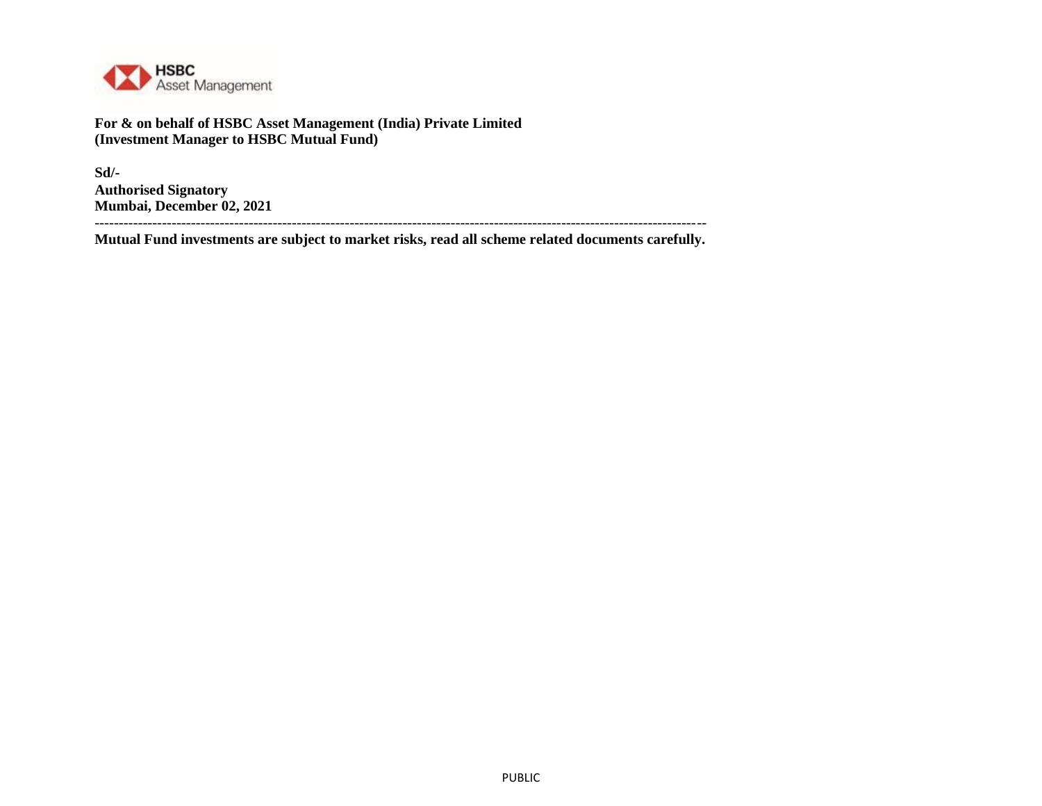**For & on behalf of HSBC Asset Management (India) Private Limited**
**(Investment Manager to HSBC Mutual Fund)**

**Sd/-**
**Authorised Signatory**
**Mumbai, December 02, 2021**

---

**Mutual Fund investments are subject to market risks, read all scheme related documents carefully.**